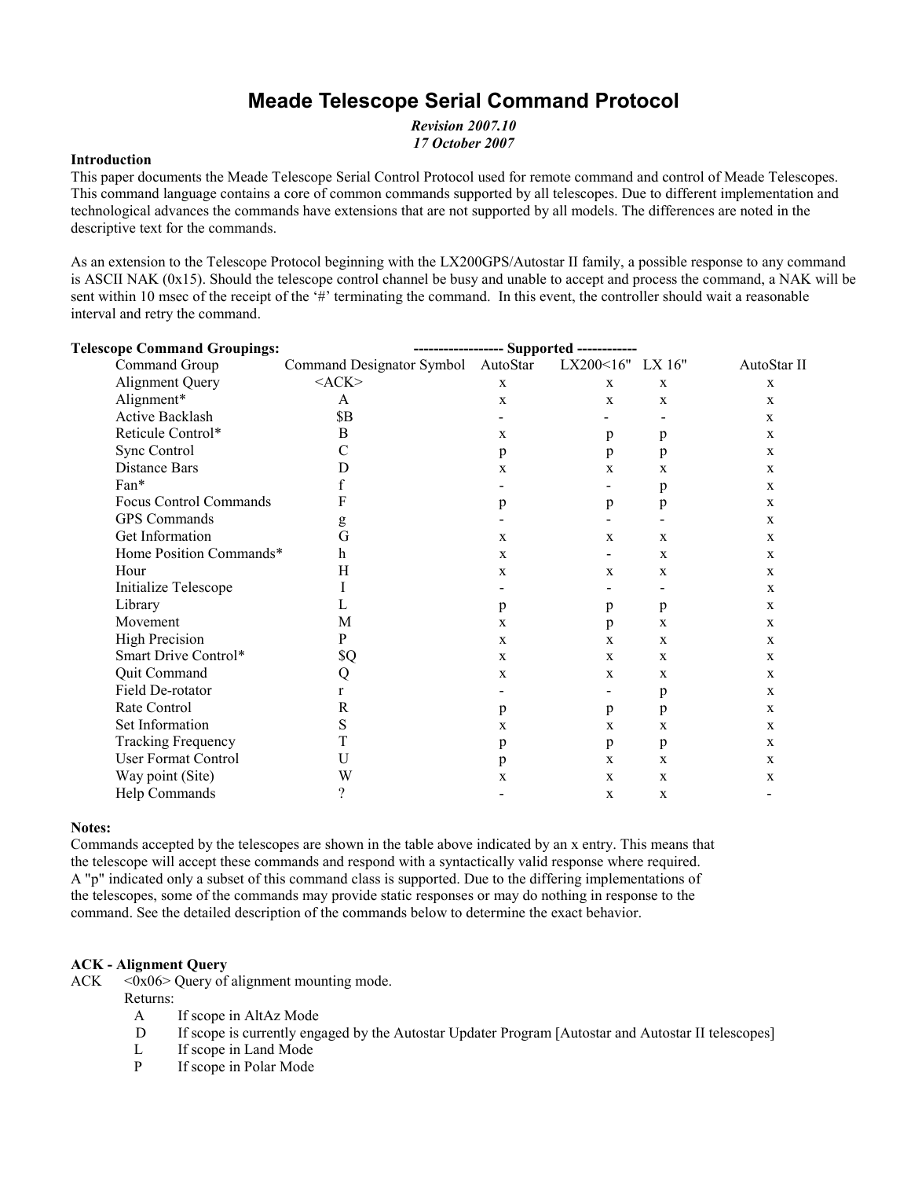# Meade Telescope Serial Command Protocol

***Revision 2007.10***
***17 October 2007***

**Introduction**

This paper documents the Meade Telescope Serial Control Protocol used for remote command and control of Meade Telescopes. This command language contains a core of common commands supported by all telescopes. Due to different implementation and technological advances the commands have extensions that are not supported by all models. The differences are noted in the descriptive text for the commands.

As an extension to the Telescope Protocol beginning with the LX200GPS/Autostar II family, a possible response to any command is ASCII NAK (0x15). Should the telescope control channel be busy and unable to accept and process the command, a NAK will be sent within 10 msec of the receipt of the '#' terminating the command. In this event, the controller should wait a reasonable interval and retry the command.

**Telescope Command Groupings:**

| Command Group | Command Designator Symbol | Supported AutoStar | LX200<16" | LX 16" | AutoStar II |
|---|---|---|---|---|---|
| Alignment Query | <ACK> | x | x | x | x |
| Alignment* | A | x | x | x | x |
| Active Backlash | $B | - | - | - | x |
| Reticule Control* | B | x | p | p | x |
| Sync Control | C | p | p | p | x |
| Distance Bars | D | x | x | x | x |
| Fan* | f | - | - | p | x |
| Focus Control Commands | F | p | p | p | x |
| GPS Commands | g | - | - | - | x |
| Get Information | G | x | x | x | x |
| Home Position Commands* | h | x | - | x | x |
| Hour | H | x | x | x | x |
| Initialize Telescope | I | - | - | - | x |
| Library | L | p | p | p | x |
| Movement | M | x | p | x | x |
| High Precision | P | x | x | x | x |
| Smart Drive Control* | $Q | x | x | x | x |
| Quit Command | Q | x | x | x | x |
| Field De-rotator | r | - | - | p | x |
| Rate Control | R | p | p | p | x |
| Set Information | S | x | x | x | x |
| Tracking Frequency | T | p | p | p | x |
| User Format Control | U | p | x | x | x |
| Way point (Site) | W | x | x | x | x |
| Help Commands | ? | - | x | x | - |

**Notes:**

Commands accepted by the telescopes are shown in the table above indicated by an x entry. This means that the telescope will accept these commands and respond with a syntactically valid response where required. A "p" indicated only a subset of this command class is supported. Due to the differing implementations of the telescopes, some of the commands may provide static responses or may do nothing in response to the command. See the detailed description of the commands below to determine the exact behavior.

**ACK - Alignment Query**

ACK <0x06> Query of alignment mounting mode.

Returns:

- A If scope in AltAz Mode
- D If scope is currently engaged by the Autostar Updater Program [Autostar and Autostar II telescopes]
- L If scope in Land Mode
- P If scope in Polar Mode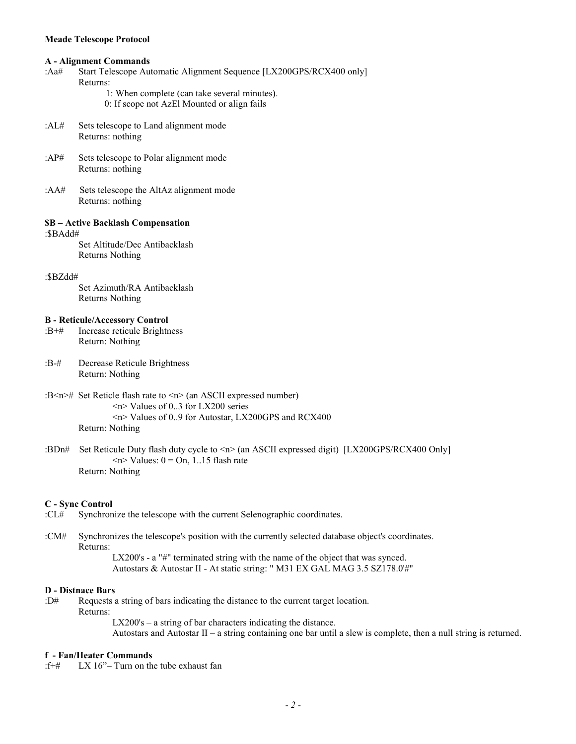**Meade Telescope Protocol**

**A - Alignment Commands**

:Aa# Start Telescope Automatic Alignment Sequence [LX200GPS/RCX400 only]
Returns:
1: When complete (can take several minutes).
0: If scope not AzEl Mounted or align fails

:AL# Sets telescope to Land alignment mode
Returns: nothing

:AP# Sets telescope to Polar alignment mode
Returns: nothing

:AA# Sets telescope the AltAz alignment mode
Returns: nothing

**$B – Active Backlash Compensation**

:$BAdd#
Set Altitude/Dec Antibacklash
Returns Nothing

:$BZdd#
Set Azimuth/RA Antibacklash
Returns Nothing

**B - Reticule/Accessory Control**

:B+# Increase reticule Brightness
Return: Nothing

:B-# Decrease Reticule Brightness
Return: Nothing

:B<n># Set Reticle flash rate to <n> (an ASCII expressed number)
<n> Values of 0..3 for LX200 series
<n> Values of 0..9 for Autostar, LX200GPS and RCX400
Return: Nothing

:BDn# Set Reticule Duty flash duty cycle to <n> (an ASCII expressed digit) [LX200GPS/RCX400 Only]
<n> Values: 0 = On, 1..15 flash rate
Return: Nothing

**C - Sync Control**

:CL# Synchronize the telescope with the current Selenographic coordinates.

:CM# Synchronizes the telescope's position with the currently selected database object's coordinates.
Returns:
LX200's - a "#" terminated string with the name of the object that was synced.
Autostars & Autostar II - At static string: " M31 EX GAL MAG 3.5 SZ178.0'#"

**D - Distnace Bars**

:D# Requests a string of bars indicating the distance to the current target location.
Returns:
LX200's – a string of bar characters indicating the distance.
Autostars and Autostar II – a string containing one bar until a slew is complete, then a null string is returned.

**f - Fan/Heater Commands**

:f+# LX 16"– Turn on the tube exhaust fan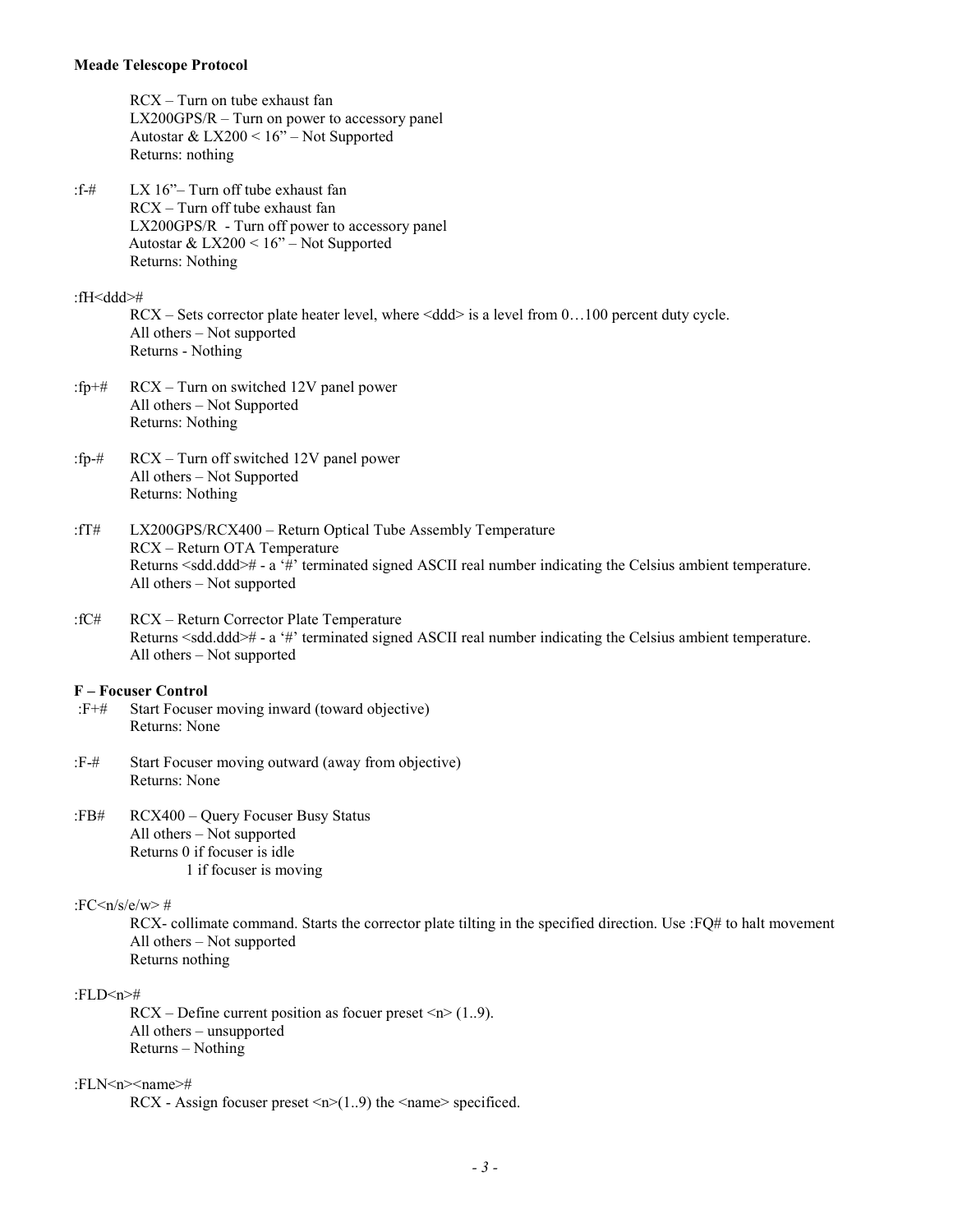RCX – Turn on tube exhaust fan
LX200GPS/R – Turn on power to accessory panel
Autostar & LX200 < 16" – Not Supported
Returns: nothing

:f-# LX 16"– Turn off tube exhaust fan
RCX – Turn off tube exhaust fan
LX200GPS/R - Turn off power to accessory panel
Autostar & LX200 < 16" – Not Supported
Returns: Nothing

:fH<ddd>#
RCX – Sets corrector plate heater level, where <ddd> is a level from 0…100 percent duty cycle.
All others – Not supported
Returns - Nothing

:fp+# RCX – Turn on switched 12V panel power
All others – Not Supported
Returns: Nothing

:fp-# RCX – Turn off switched 12V panel power
All others – Not Supported
Returns: Nothing

:fT# LX200GPS/RCX400 – Return Optical Tube Assembly Temperature
RCX – Return OTA Temperature
Returns <sdd.ddd># - a '#' terminated signed ASCII real number indicating the Celsius ambient temperature.
All others – Not supported

:fC# RCX – Return Corrector Plate Temperature
Returns <sdd.ddd># - a '#' terminated signed ASCII real number indicating the Celsius ambient temperature.
All others – Not supported

**F – Focuser Control**

:F+# Start Focuser moving inward (toward objective)
Returns: None

:F-# Start Focuser moving outward (away from objective)
Returns: None

:FB# RCX400 – Query Focuser Busy Status
All others – Not supported
Returns 0 if focuser is idle
1 if focuser is moving

:FC<n/s/e/w> #
RCX- collimate command. Starts the corrector plate tilting in the specified direction. Use :FQ# to halt movement
All others – Not supported
Returns nothing

:FLD<n>#
RCX – Define current position as focuer preset <n> (1..9).
All others – unsupported
Returns – Nothing

:FLN<n><name>#
RCX - Assign focuser preset <n>(1..9) the <name> specificed.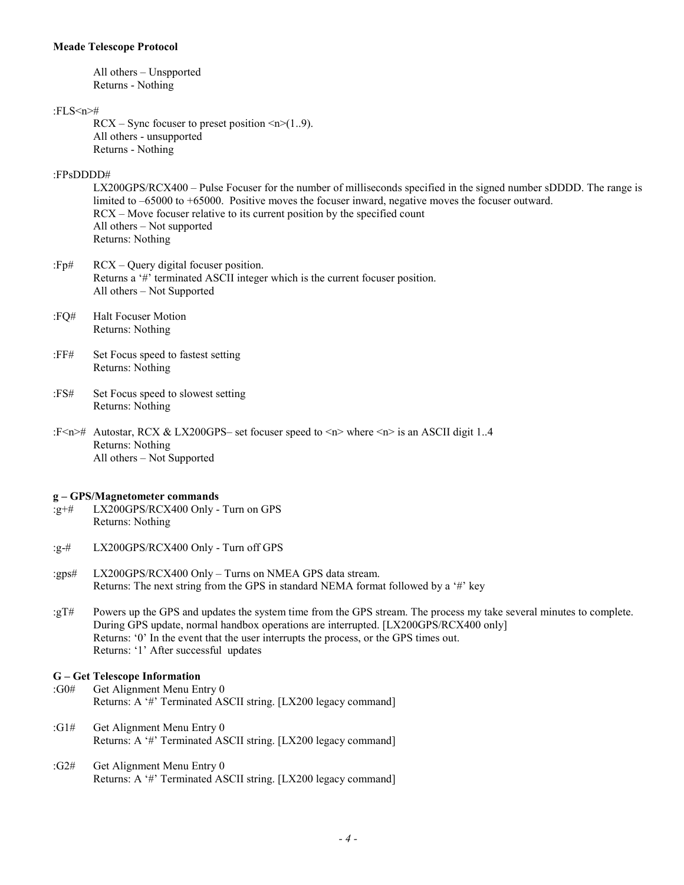All others – Unspported
Returns - Nothing

:FLS<n>#
RCX – Sync focuser to preset position <n>(1..9).
All others - unsupported
Returns - Nothing

:FPsDDDD#
LX200GPS/RCX400 – Pulse Focuser for the number of milliseconds specified in the signed number sDDDD. The range is limited to –65000 to +65000. Positive moves the focuser inward, negative moves the focuser outward.
RCX – Move focuser relative to its current position by the specified count
All others – Not supported
Returns: Nothing

:Fp# RCX – Query digital focuser position.
Returns a '#' terminated ASCII integer which is the current focuser position.
All others – Not Supported

:FQ# Halt Focuser Motion
Returns: Nothing

:FF# Set Focus speed to fastest setting
Returns: Nothing

:FS# Set Focus speed to slowest setting
Returns: Nothing

:F<n># Autostar, RCX & LX200GPS– set focuser speed to <n> where <n> is an ASCII digit 1..4
Returns: Nothing
All others – Not Supported

**g – GPS/Magnetometer commands**

:g+# LX200GPS/RCX400 Only - Turn on GPS
Returns: Nothing

:g-# LX200GPS/RCX400 Only - Turn off GPS

:gps# LX200GPS/RCX400 Only – Turns on NMEA GPS data stream.
Returns: The next string from the GPS in standard NEMA format followed by a '#' key

:gT# Powers up the GPS and updates the system time from the GPS stream. The process my take several minutes to complete. During GPS update, normal handbox operations are interrupted. [LX200GPS/RCX400 only]
Returns: '0' In the event that the user interrupts the process, or the GPS times out.
Returns: '1' After successful updates

**G – Get Telescope Information**

:G0# Get Alignment Menu Entry 0
Returns: A '#' Terminated ASCII string. [LX200 legacy command]

:G1# Get Alignment Menu Entry 0
Returns: A '#' Terminated ASCII string. [LX200 legacy command]

:G2# Get Alignment Menu Entry 0
Returns: A '#' Terminated ASCII string. [LX200 legacy command]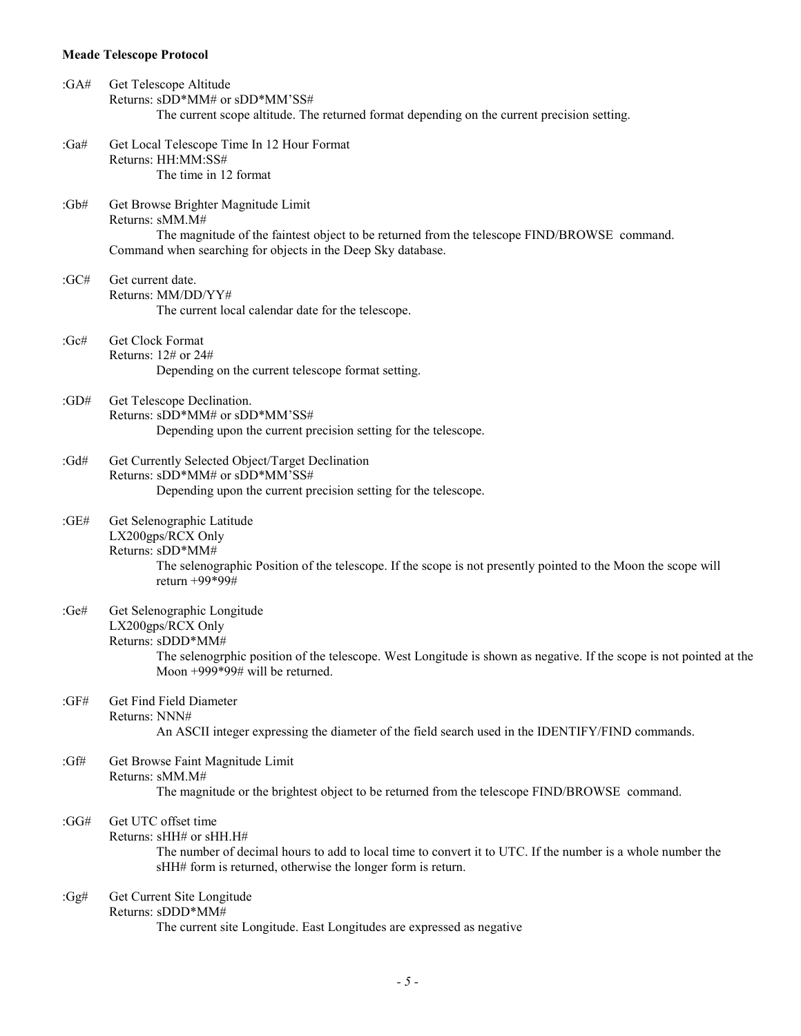**Meade Telescope Protocol**

:GA# Get Telescope Altitude
Returns: sDD*MM# or sDD*MM'SS#
The current scope altitude. The returned format depending on the current precision setting.

:Ga# Get Local Telescope Time In 12 Hour Format
Returns: HH:MM:SS#
The time in 12 format

:Gb# Get Browse Brighter Magnitude Limit
Returns: sMM.M#
The magnitude of the faintest object to be returned from the telescope FIND/BROWSE command.
Command when searching for objects in the Deep Sky database.

:GC# Get current date.
Returns: MM/DD/YY#
The current local calendar date for the telescope.

:Gc# Get Clock Format
Returns: 12# or 24#
Depending on the current telescope format setting.

:GD# Get Telescope Declination.
Returns: sDD*MM# or sDD*MM'SS#
Depending upon the current precision setting for the telescope.

:Gd# Get Currently Selected Object/Target Declination
Returns: sDD*MM# or sDD*MM'SS#
Depending upon the current precision setting for the telescope.

:GE# Get Selenographic Latitude
LX200gps/RCX Only
Returns: sDD*MM#
The selenographic Position of the telescope. If the scope is not presently pointed to the Moon the scope will return +99*99#

:Ge# Get Selenographic Longitude
LX200gps/RCX Only
Returns: sDDD*MM#
The selenogrphic position of the telescope. West Longitude is shown as negative. If the scope is not pointed at the Moon +999*99# will be returned.

:GF# Get Find Field Diameter
Returns: NNN#
An ASCII integer expressing the diameter of the field search used in the IDENTIFY/FIND commands.

:Gf# Get Browse Faint Magnitude Limit
Returns: sMM.M#
The magnitude or the brightest object to be returned from the telescope FIND/BROWSE command.

:GG# Get UTC offset time
Returns: sHH# or sHH.H#
The number of decimal hours to add to local time to convert it to UTC. If the number is a whole number the sHH# form is returned, otherwise the longer form is return.

:Gg# Get Current Site Longitude
Returns: sDDD*MM#
The current site Longitude. East Longitudes are expressed as negative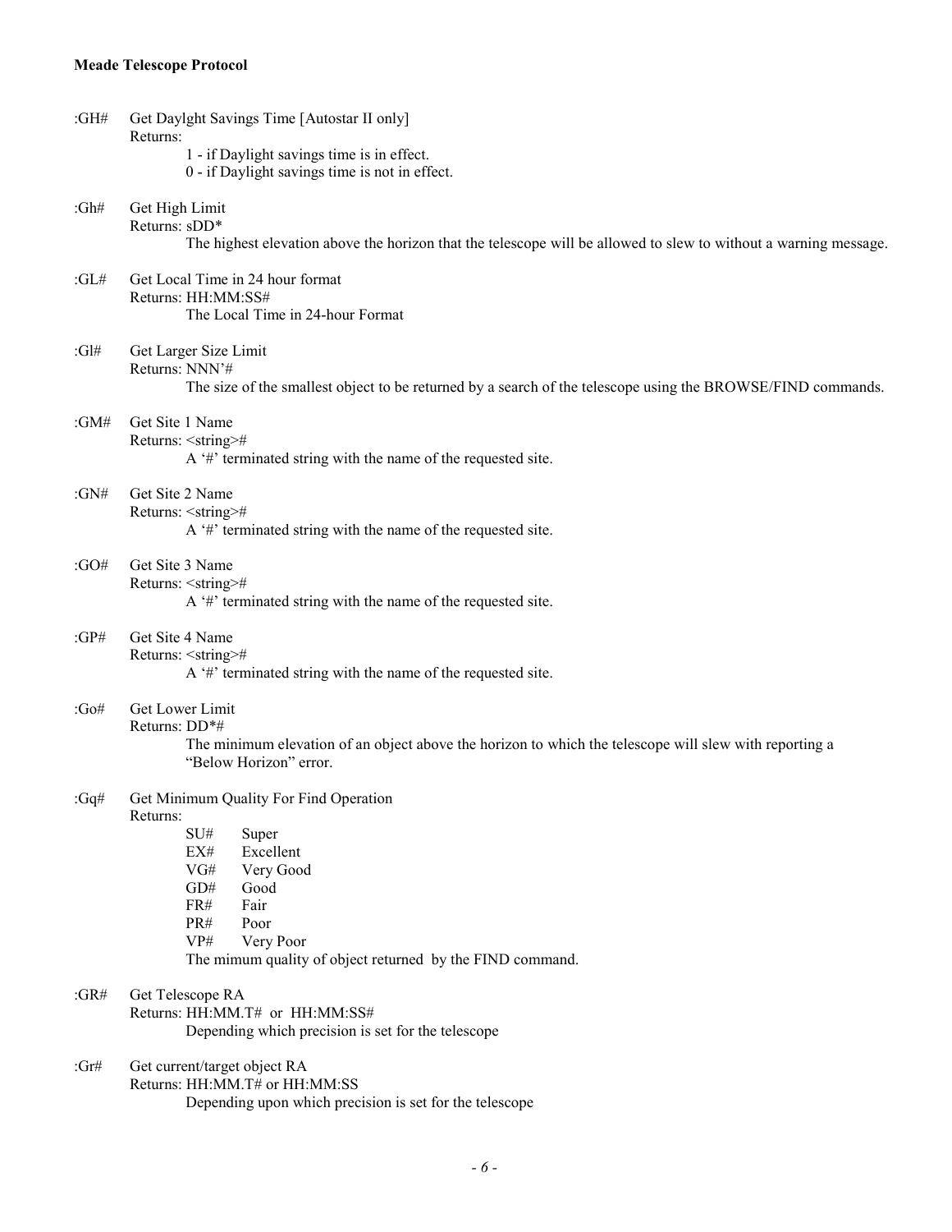**Meade Telescope Protocol**

:GH# Get Daylght Savings Time [Autostar II only]
Returns:
1 - if Daylight savings time is in effect.
0 - if Daylight savings time is not in effect.

:Gh# Get High Limit
Returns: sDD*
The highest elevation above the horizon that the telescope will be allowed to slew to without a warning message.

:GL# Get Local Time in 24 hour format
Returns: HH:MM:SS#
The Local Time in 24-hour Format

:Gl# Get Larger Size Limit
Returns: NNN'#
The size of the smallest object to be returned by a search of the telescope using the BROWSE/FIND commands.

:GM# Get Site 1 Name
Returns: <string>#
A '#' terminated string with the name of the requested site.

:GN# Get Site 2 Name
Returns: <string>#
A '#' terminated string with the name of the requested site.

:GO# Get Site 3 Name
Returns: <string>#
A '#' terminated string with the name of the requested site.

:GP# Get Site 4 Name
Returns: <string>#
A '#' terminated string with the name of the requested site.

:Go# Get Lower Limit
Returns: DD*#
The minimum elevation of an object above the horizon to which the telescope will slew with reporting a "Below Horizon" error.

:Gq# Get Minimum Quality For Find Operation
Returns:

| | |
|---|---|
| SU# | Super |
| EX# | Excellent |
| VG# | Very Good |
| GD# | Good |
| FR# | Fair |
| PR# | Poor |
| VP# | Very Poor |

The mimum quality of object returned by the FIND command.

:GR# Get Telescope RA
Returns: HH:MM.T# or HH:MM:SS#
Depending which precision is set for the telescope

:Gr# Get current/target object RA
Returns: HH:MM.T# or HH:MM:SS
Depending upon which precision is set for the telescope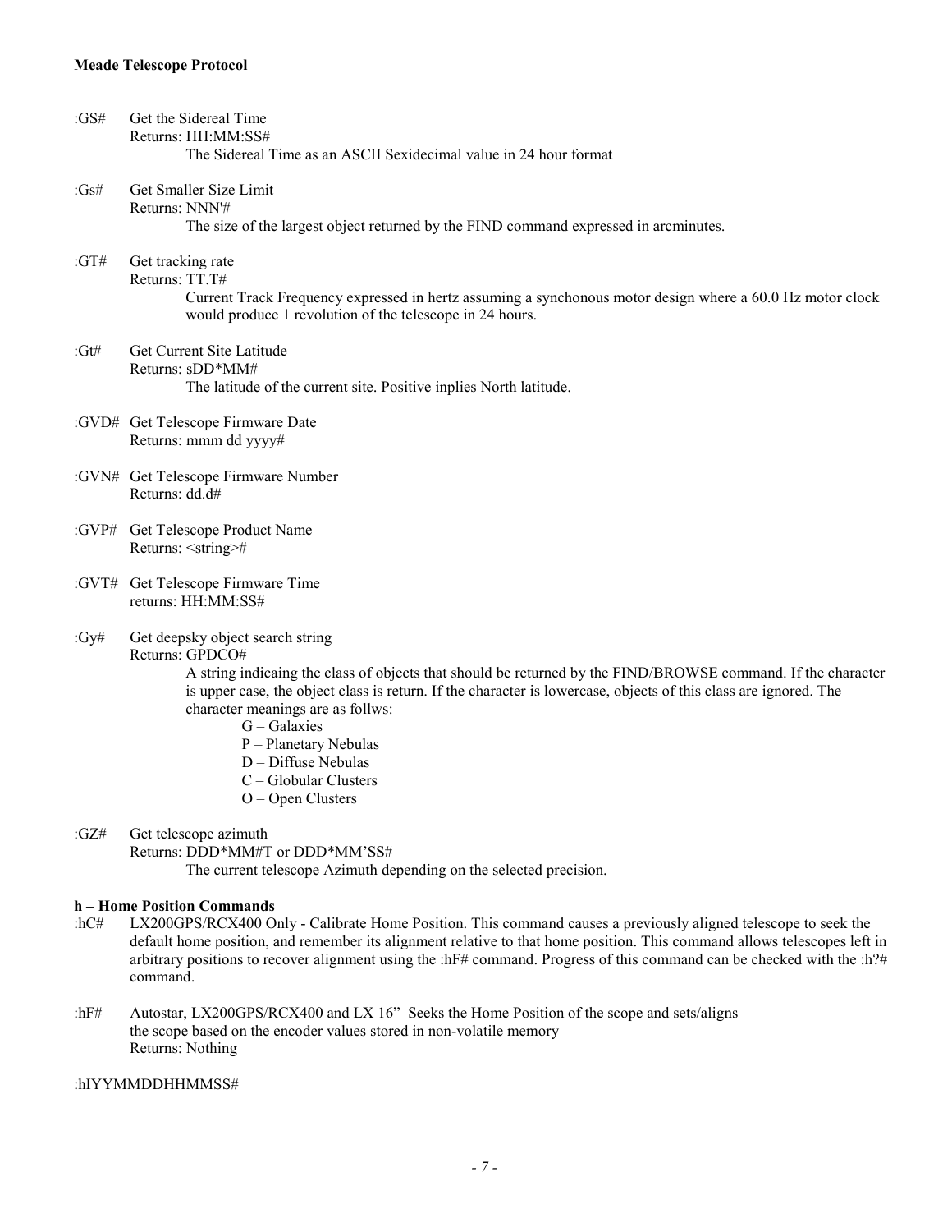:GS# Get the Sidereal Time
Returns: HH:MM:SS#
The Sidereal Time as an ASCII Sexidecimal value in 24 hour format

:Gs# Get Smaller Size Limit
Returns: NNN'#
The size of the largest object returned by the FIND command expressed in arcminutes.

:GT# Get tracking rate
Returns: TT.T#
Current Track Frequency expressed in hertz assuming a synchonous motor design where a 60.0 Hz motor clock would produce 1 revolution of the telescope in 24 hours.

:Gt# Get Current Site Latitude
Returns: sDD*MM#
The latitude of the current site. Positive inplies North latitude.

:GVD# Get Telescope Firmware Date
Returns: mmm dd yyyy#

:GVN# Get Telescope Firmware Number
Returns: dd.d#

:GVP# Get Telescope Product Name
Returns: <string>#

:GVT# Get Telescope Firmware Time
returns: HH:MM:SS#

:Gy# Get deepsky object search string
Returns: GPDCO#
A string indicaing the class of objects that should be returned by the FIND/BROWSE command. If the character is upper case, the object class is return. If the character is lowercase, objects of this class are ignored. The character meanings are as follws:
G – Galaxies
P – Planetary Nebulas
D – Diffuse Nebulas
C – Globular Clusters
O – Open Clusters

:GZ# Get telescope azimuth
Returns: DDD*MM#T or DDD*MM'SS#
The current telescope Azimuth depending on the selected precision.

**h – Home Position Commands**

:hC# LX200GPS/RCX400 Only - Calibrate Home Position. This command causes a previously aligned telescope to seek the default home position, and remember its alignment relative to that home position. This command allows telescopes left in arbitrary positions to recover alignment using the :hF# command. Progress of this command can be checked with the :h?# command.

:hF# Autostar, LX200GPS/RCX400 and LX 16" Seeks the Home Position of the scope and sets/aligns the scope based on the encoder values stored in non-volatile memory
Returns: Nothing

:hIYYMMDDHHMMSS#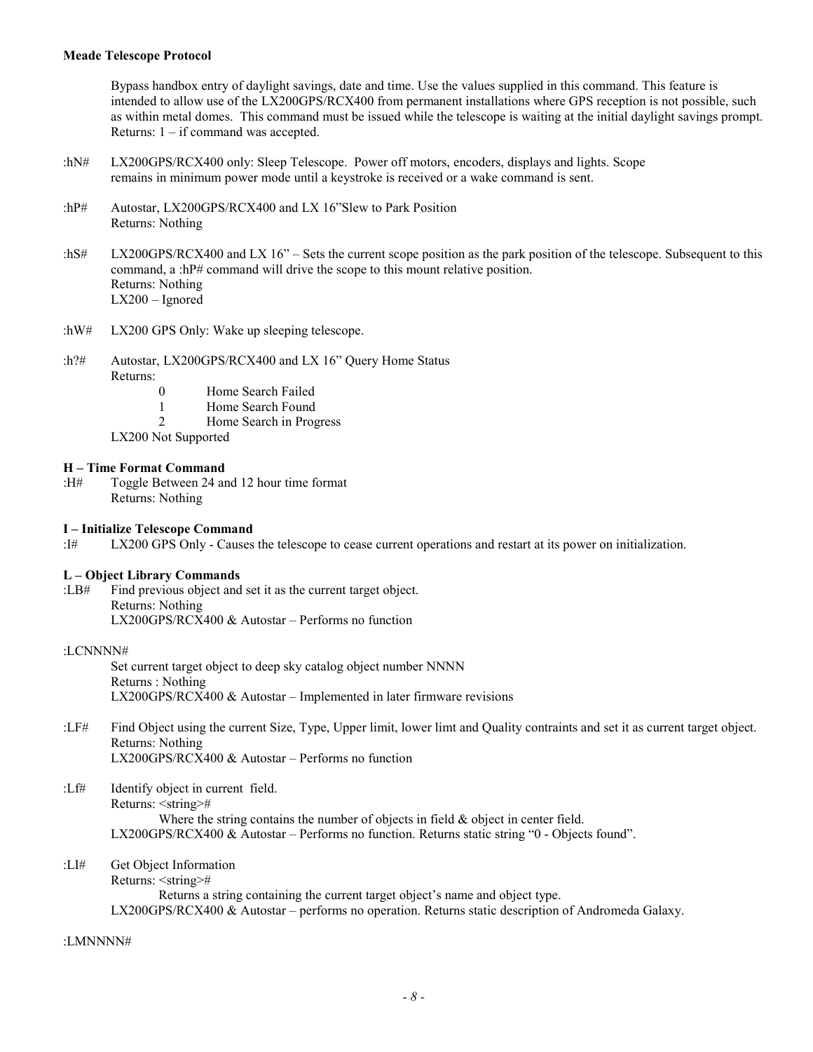Bypass handbox entry of daylight savings, date and time. Use the values supplied in this command. This feature is intended to allow use of the LX200GPS/RCX400 from permanent installations where GPS reception is not possible, such as within metal domes. This command must be issued while the telescope is waiting at the initial daylight savings prompt.
Returns: 1 – if command was accepted.

:hN# LX200GPS/RCX400 only: Sleep Telescope. Power off motors, encoders, displays and lights. Scope remains in minimum power mode until a keystroke is received or a wake command is sent.

:hP# Autostar, LX200GPS/RCX400 and LX 16"Slew to Park Position
Returns: Nothing

:hS# LX200GPS/RCX400 and LX 16" – Sets the current scope position as the park position of the telescope. Subsequent to this command, a :hP# command will drive the scope to this mount relative position.
Returns: Nothing
LX200 – Ignored

:hW# LX200 GPS Only: Wake up sleeping telescope.

:h?# Autostar, LX200GPS/RCX400 and LX 16" Query Home Status
Returns:
- 0 Home Search Failed
- 1 Home Search Found
- 2 Home Search in Progress

LX200 Not Supported

**H – Time Format Command**

:H# Toggle Between 24 and 12 hour time format
Returns: Nothing

**I – Initialize Telescope Command**

:I# LX200 GPS Only - Causes the telescope to cease current operations and restart at its power on initialization.

**L – Object Library Commands**

:LB# Find previous object and set it as the current target object.
Returns: Nothing
LX200GPS/RCX400 & Autostar – Performs no function

:LCNNNN#
Set current target object to deep sky catalog object number NNNN
Returns : Nothing
LX200GPS/RCX400 & Autostar – Implemented in later firmware revisions

:LF# Find Object using the current Size, Type, Upper limit, lower limt and Quality contraints and set it as current target object.
Returns: Nothing
LX200GPS/RCX400 & Autostar – Performs no function

:Lf# Identify object in current field.
Returns: <string>#
Where the string contains the number of objects in field & object in center field.
LX200GPS/RCX400 & Autostar – Performs no function. Returns static string "0 - Objects found".

:LI# Get Object Information
Returns: <string>#
Returns a string containing the current target object's name and object type.
LX200GPS/RCX400 & Autostar – performs no operation. Returns static description of Andromeda Galaxy.

:LMNNNN#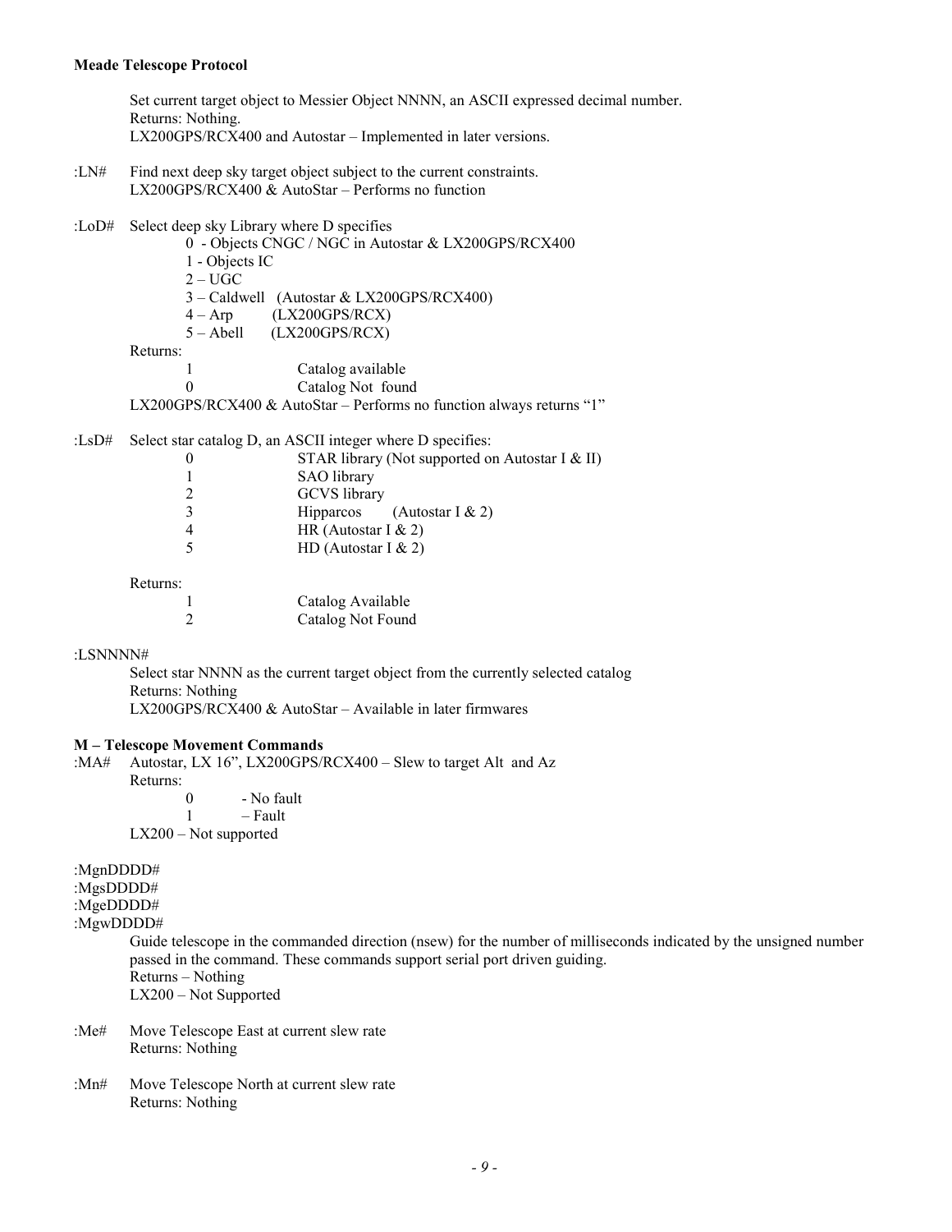Set current target object to Messier Object NNNN, an ASCII expressed decimal number.
Returns: Nothing.
LX200GPS/RCX400 and Autostar – Implemented in later versions.

:LN# Find next deep sky target object subject to the current constraints.
LX200GPS/RCX400 & AutoStar – Performs no function

:LoD# Select deep sky Library where D specifies
- 0 - Objects CNGC / NGC in Autostar & LX200GPS/RCX400
- 1 - Objects IC
- 2 – UGC
- 3 – Caldwell (Autostar & LX200GPS/RCX400)
- 4 – Arp (LX200GPS/RCX)
- 5 – Abell (LX200GPS/RCX)

Returns:

| | |
|---|---|
| 1 | Catalog available |
| 0 | Catalog Not found |

LX200GPS/RCX400 & AutoStar – Performs no function always returns "1"

:LsD# Select star catalog D, an ASCII integer where D specifies:

| | |
|---|---|
| 0 | STAR library (Not supported on Autostar I & II) |
| 1 | SAO library |
| 2 | GCVS library |
| 3 | Hipparcos (Autostar I & 2) |
| 4 | HR (Autostar I & 2) |
| 5 | HD (Autostar I & 2) |

Returns:

| | |
|---|---|
| 1 | Catalog Available |
| 2 | Catalog Not Found |

:LSNNNN#
Select star NNNN as the current target object from the currently selected catalog
Returns: Nothing
LX200GPS/RCX400 & AutoStar – Available in later firmwares

**M – Telescope Movement Commands**

:MA# Autostar, LX 16", LX200GPS/RCX400 – Slew to target Alt and Az
Returns:
- 0 - No fault
- 1 – Fault

LX200 – Not supported

:MgnDDDD#
:MgsDDDD#
:MgeDDDD#
:MgwDDDD#
Guide telescope in the commanded direction (nsew) for the number of milliseconds indicated by the unsigned number passed in the command. These commands support serial port driven guiding.
Returns – Nothing
LX200 – Not Supported

:Me# Move Telescope East at current slew rate
Returns: Nothing

:Mn# Move Telescope North at current slew rate
Returns: Nothing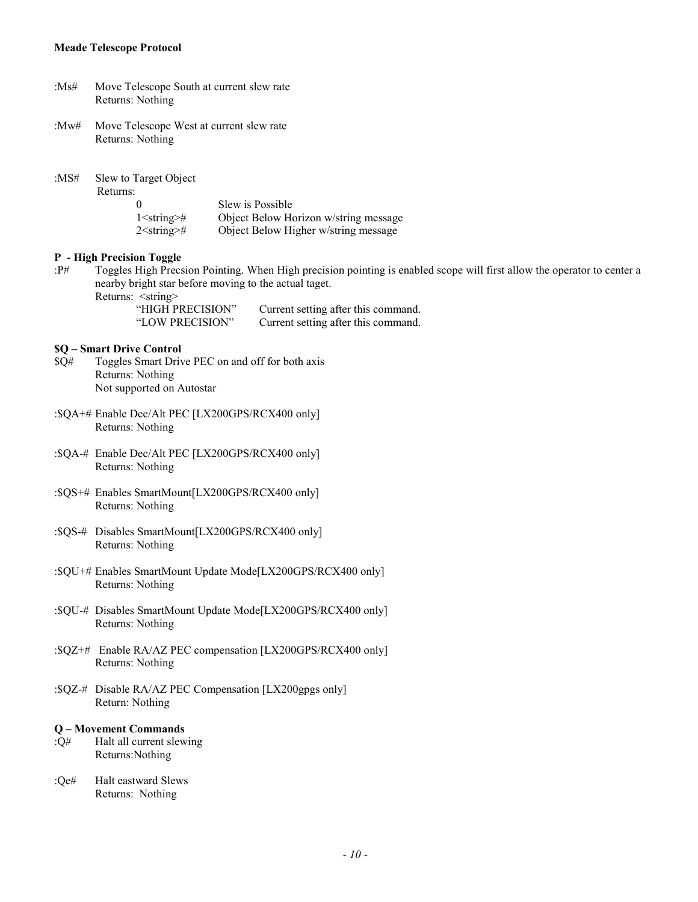:Ms# Move Telescope South at current slew rate
Returns: Nothing

:Mw# Move Telescope West at current slew rate
Returns: Nothing

:MS# Slew to Target Object
Returns:

| | |
|---|---|
| 0 | Slew is Possible |
| 1<string># | Object Below Horizon w/string message |
| 2<string># | Object Below Higher w/string message |

**P - High Precision Toggle**

:P# Toggles High Precsion Pointing. When High precision pointing is enabled scope will first allow the operator to center a nearby bright star before moving to the actual taget.
Returns: <string>

| | |
|---|---|
| "HIGH PRECISION" | Current setting after this command. |
| "LOW PRECISION" | Current setting after this command. |

**$Q – Smart Drive Control**

$Q# Toggles Smart Drive PEC on and off for both axis
Returns: Nothing
Not supported on Autostar

:$QA+# Enable Dec/Alt PEC [LX200GPS/RCX400 only]
Returns: Nothing

:$QA-# Enable Dec/Alt PEC [LX200GPS/RCX400 only]
Returns: Nothing

:$QS+# Enables SmartMount[LX200GPS/RCX400 only]
Returns: Nothing

:$QS-# Disables SmartMount[LX200GPS/RCX400 only]
Returns: Nothing

:$QU+# Enables SmartMount Update Mode[LX200GPS/RCX400 only]
Returns: Nothing

:$QU-# Disables SmartMount Update Mode[LX200GPS/RCX400 only]
Returns: Nothing

:$QZ+# Enable RA/AZ PEC compensation [LX200GPS/RCX400 only]
Returns: Nothing

:$QZ-# Disable RA/AZ PEC Compensation [LX200gpgs only]
Return: Nothing

**Q – Movement Commands**

:Q# Halt all current slewing
Returns:Nothing

:Qe# Halt eastward Slews
Returns: Nothing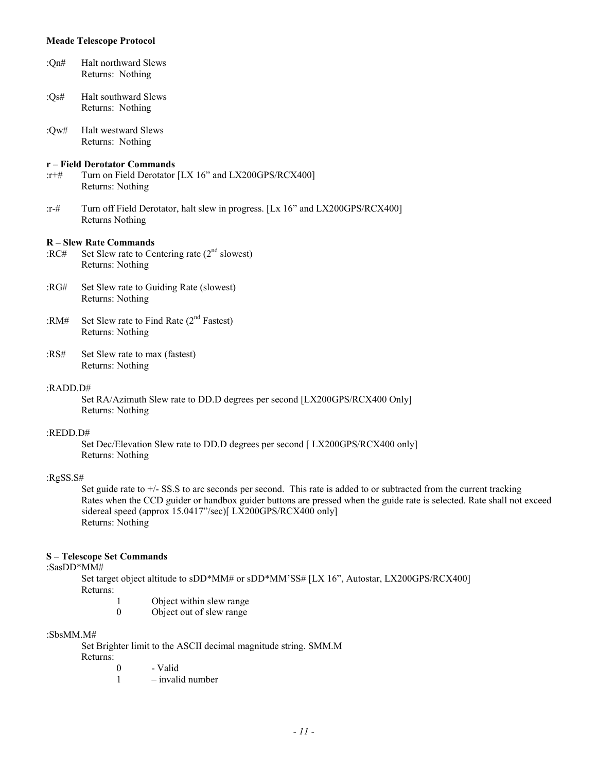:Qn# Halt northward Slews
Returns: Nothing

:Qs# Halt southward Slews
Returns: Nothing

:Qw# Halt westward Slews
Returns: Nothing

**r – Field Derotator Commands**

:r+# Turn on Field Derotator [LX 16" and LX200GPS/RCX400]
Returns: Nothing

:r-# Turn off Field Derotator, halt slew in progress. [Lx 16" and LX200GPS/RCX400]
Returns Nothing

**R – Slew Rate Commands**

:RC# Set Slew rate to Centering rate (2nd slowest)
Returns: Nothing

:RG# Set Slew rate to Guiding Rate (slowest)
Returns: Nothing

:RM# Set Slew rate to Find Rate (2nd Fastest)
Returns: Nothing

:RS# Set Slew rate to max (fastest)
Returns: Nothing

:RADD.D#
Set RA/Azimuth Slew rate to DD.D degrees per second [LX200GPS/RCX400 Only]
Returns: Nothing

:REDD.D#
Set Dec/Elevation Slew rate to DD.D degrees per second [ LX200GPS/RCX400 only]
Returns: Nothing

:RgSS.S#
Set guide rate to +/- SS.S to arc seconds per second. This rate is added to or subtracted from the current tracking Rates when the CCD guider or handbox guider buttons are pressed when the guide rate is selected. Rate shall not exceed sidereal speed (approx 15.0417"/sec)[ LX200GPS/RCX400 only]
Returns: Nothing

**S – Telescope Set Commands**

:SasDD*MM#
Set target object altitude to sDD*MM# or sDD*MM'SS# [LX 16", Autostar, LX200GPS/RCX400]
Returns:
1 Object within slew range
0 Object out of slew range

:SbsMM.M#
Set Brighter limit to the ASCII decimal magnitude string. SMM.M
Returns:
0 - Valid
1 – invalid number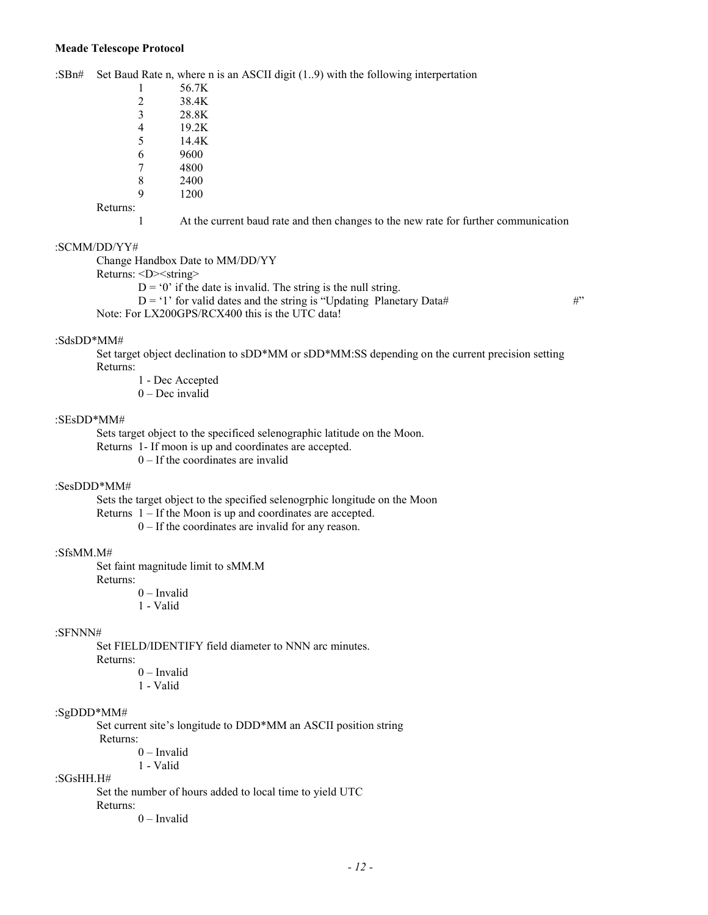**Meade Telescope Protocol**

:SBn# Set Baud Rate n, where n is an ASCII digit (1..9) with the following interpertation

| | |
|---|---|
| 1 | 56.7K |
| 2 | 38.4K |
| 3 | 28.8K |
| 4 | 19.2K |
| 5 | 14.4K |
| 6 | 9600 |
| 7 | 4800 |
| 8 | 2400 |
| 9 | 1200 |

Returns:

1 At the current baud rate and then changes to the new rate for further communication

:SCMM/DD/YY#

Change Handbox Date to MM/DD/YY

Returns: <D><string>

D = '0' if the date is invalid. The string is the null string.

D = '1' for valid dates and the string is "Updating Planetary Data# #"

Note: For LX200GPS/RCX400 this is the UTC data!

:SdsDD*MM#

Set target object declination to sDD*MM or sDD*MM:SS depending on the current precision setting

Returns:

1 - Dec Accepted

0 – Dec invalid

:SEsDD*MM#

Sets target object to the specificed selenographic latitude on the Moon.

Returns 1- If moon is up and coordinates are accepted.

0 – If the coordinates are invalid

:SesDDD*MM#

Sets the target object to the specified selenogrphic longitude on the Moon

Returns 1 – If the Moon is up and coordinates are accepted.

0 – If the coordinates are invalid for any reason.

:SfsMM.M#

Set faint magnitude limit to sMM.M

Returns:

0 – Invalid

1 - Valid

:SFNNN#

Set FIELD/IDENTIFY field diameter to NNN arc minutes.

Returns:

0 – Invalid

1 - Valid

:SgDDD*MM#

Set current site's longitude to DDD*MM an ASCII position string

Returns:

0 – Invalid

1 - Valid

:SGsHH.H#

Set the number of hours added to local time to yield UTC

Returns:

0 – Invalid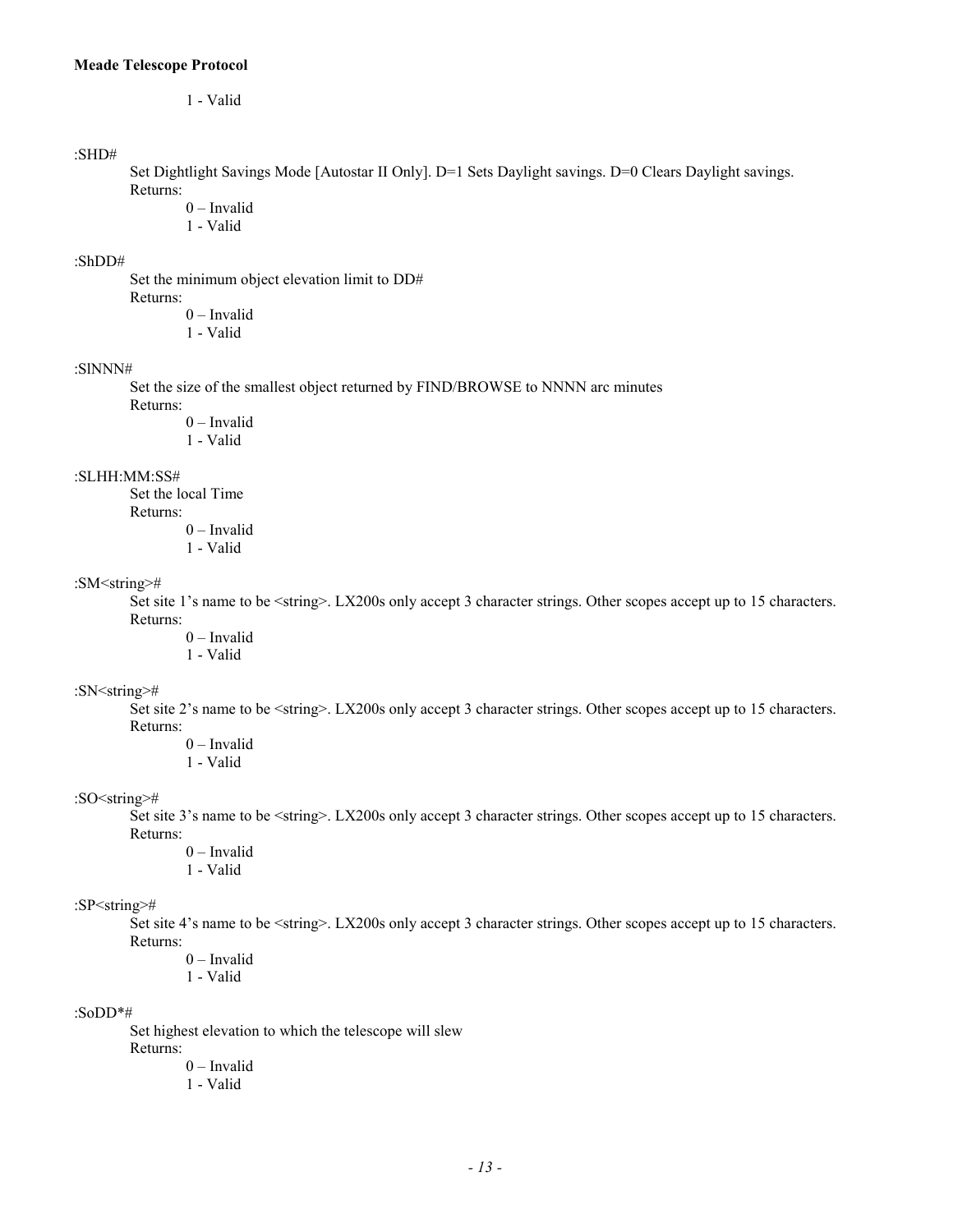1 - Valid

:SHD#

Set Dightlight Savings Mode [Autostar II Only]. D=1 Sets Daylight savings. D=0 Clears Daylight savings.
Returns:
0 – Invalid
1 - Valid

:ShDD#

Set the minimum object elevation limit to DD#
Returns:
0 – Invalid
1 - Valid

:SlNNN#

Set the size of the smallest object returned by FIND/BROWSE to NNNN arc minutes
Returns:
0 – Invalid
1 - Valid

:SLHH:MM:SS#

Set the local Time
Returns:
0 – Invalid
1 - Valid

:SM<string>#

Set site 1's name to be <string>. LX200s only accept 3 character strings. Other scopes accept up to 15 characters.
Returns:
0 – Invalid
1 - Valid

:SN<string>#

Set site 2's name to be <string>. LX200s only accept 3 character strings. Other scopes accept up to 15 characters.
Returns:
0 – Invalid
1 - Valid

:SO<string>#

Set site 3's name to be <string>. LX200s only accept 3 character strings. Other scopes accept up to 15 characters.
Returns:
0 – Invalid
1 - Valid

:SP<string>#

Set site 4's name to be <string>. LX200s only accept 3 character strings. Other scopes accept up to 15 characters.
Returns:
0 – Invalid
1 - Valid

:SoDD*#

Set highest elevation to which the telescope will slew
Returns:
0 – Invalid
1 - Valid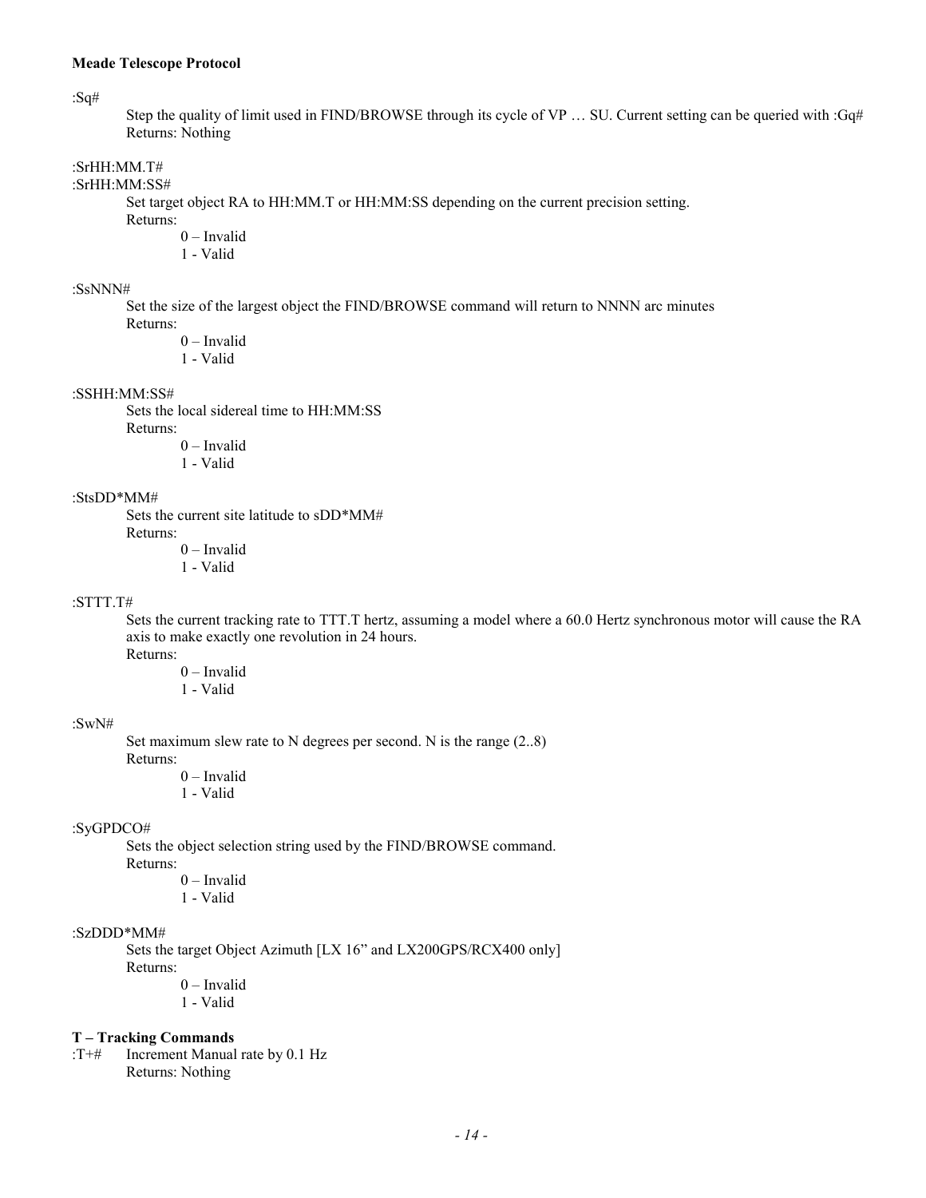:Sq#

Step the quality of limit used in FIND/BROWSE through its cycle of VP … SU. Current setting can be queried with :Gq#
Returns: Nothing

:SrHH:MM.T#
:SrHH:MM:SS#

Set target object RA to HH:MM.T or HH:MM:SS depending on the current precision setting.
Returns:
0 – Invalid
1 - Valid

:SsNNN#

Set the size of the largest object the FIND/BROWSE command will return to NNNN arc minutes
Returns:
0 – Invalid
1 - Valid

:SSHH:MM:SS#

Sets the local sidereal time to HH:MM:SS
Returns:
0 – Invalid
1 - Valid

:StsDD*MM#

Sets the current site latitude to sDD*MM#
Returns:
0 – Invalid
1 - Valid

:STTT.T#

Sets the current tracking rate to TTT.T hertz, assuming a model where a 60.0 Hertz synchronous motor will cause the RA axis to make exactly one revolution in 24 hours.
Returns:
0 – Invalid
1 - Valid

:SwN#

Set maximum slew rate to N degrees per second. N is the range (2..8)
Returns:
0 – Invalid
1 - Valid

:SyGPDCO#

Sets the object selection string used by the FIND/BROWSE command.
Returns:
0 – Invalid
1 - Valid

:SzDDD*MM#

Sets the target Object Azimuth [LX 16" and LX200GPS/RCX400 only]
Returns:
0 – Invalid
1 - Valid

**T – Tracking Commands**

:T+# Increment Manual rate by 0.1 Hz
Returns: Nothing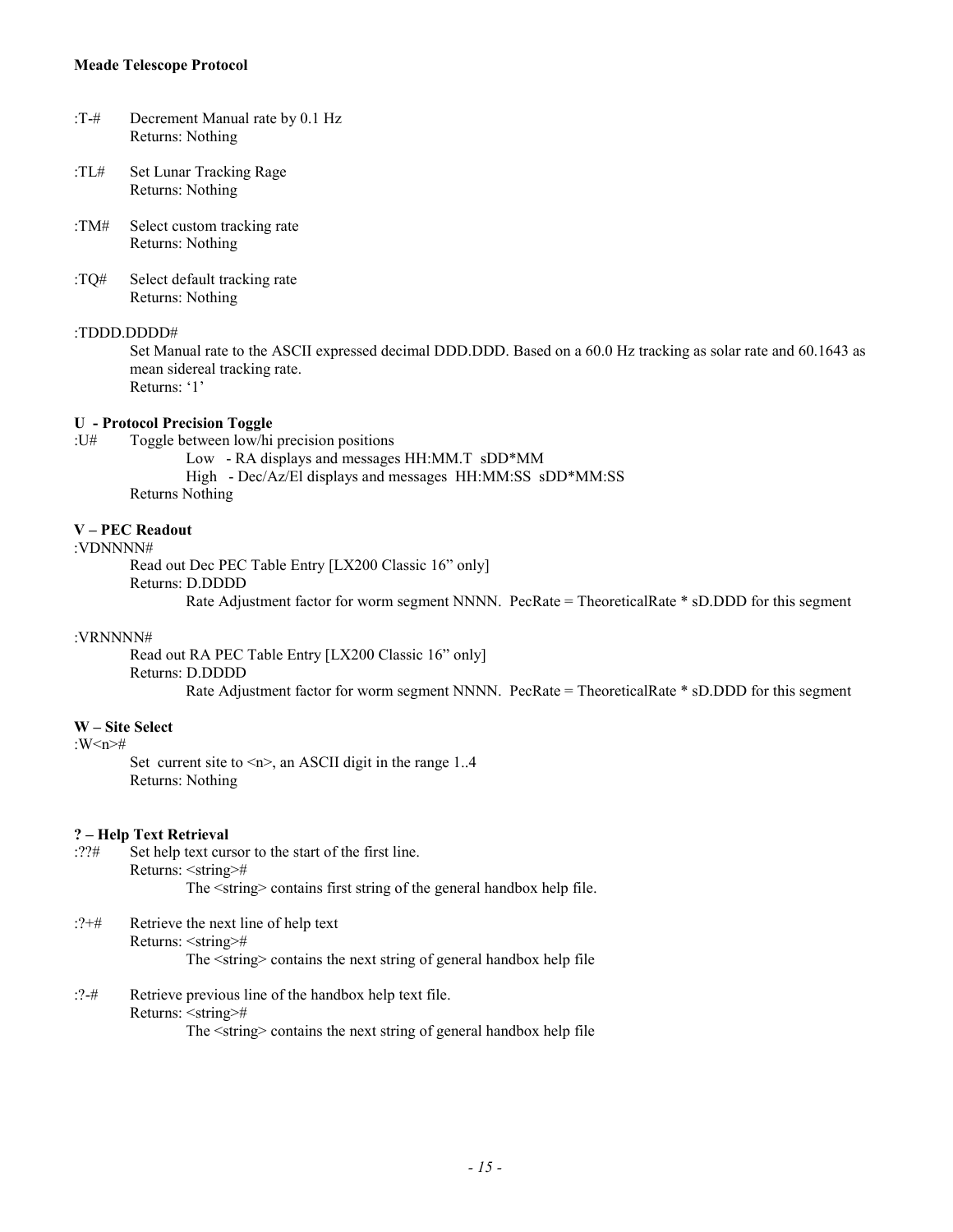:T-# Decrement Manual rate by 0.1 Hz
Returns: Nothing

:TL# Set Lunar Tracking Rage
Returns: Nothing

:TM# Select custom tracking rate
Returns: Nothing

:TQ# Select default tracking rate
Returns: Nothing

:TDDD.DDDD#
Set Manual rate to the ASCII expressed decimal DDD.DDD. Based on a 60.0 Hz tracking as solar rate and 60.1643 as mean sidereal tracking rate.
Returns: '1'

**U - Protocol Precision Toggle**

:U# Toggle between low/hi precision positions
Low - RA displays and messages HH:MM.T sDD*MM
High - Dec/Az/El displays and messages HH:MM:SS sDD*MM:SS
Returns Nothing

**V – PEC Readout**

:VDNNNN#
Read out Dec PEC Table Entry [LX200 Classic 16" only]
Returns: D.DDDD
Rate Adjustment factor for worm segment NNNN. PecRate = TheoreticalRate * sD.DDD for this segment

:VRNNNN#
Read out RA PEC Table Entry [LX200 Classic 16" only]
Returns: D.DDDD
Rate Adjustment factor for worm segment NNNN. PecRate = TheoreticalRate * sD.DDD for this segment

**W – Site Select**

:W<n>#
Set current site to <n>, an ASCII digit in the range 1..4
Returns: Nothing

**? – Help Text Retrieval**

:??# Set help text cursor to the start of the first line.
Returns: <string>#
The <string> contains first string of the general handbox help file.

:?+# Retrieve the next line of help text
Returns: <string>#
The <string> contains the next string of general handbox help file

:?-# Retrieve previous line of the handbox help text file.
Returns: <string>#
The <string> contains the next string of general handbox help file